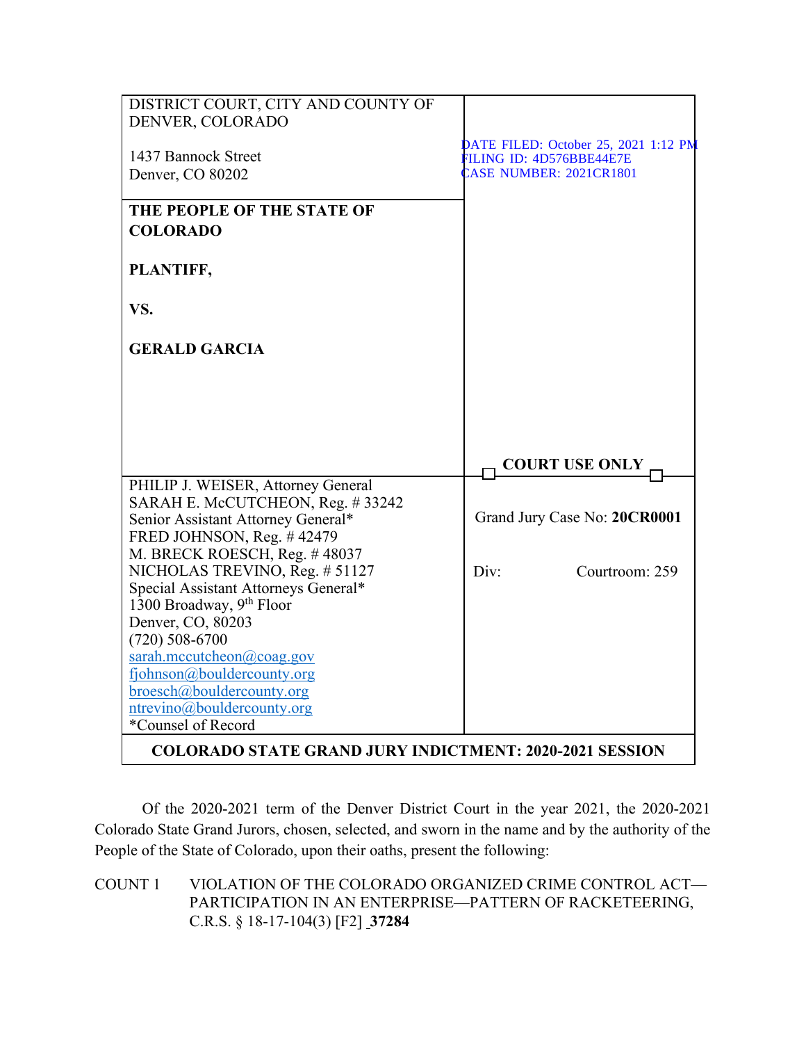| DISTRICT COURT, CITY AND COUNTY OF DENVER, COLORADO<br><br>1437 Bannock Street<br>Denver, CO 80202 | DATE FILED: October 25, 2021 1:12 PM<br>FILING ID: 4D576BBE44E7E<br>CASE NUMBER: 2021CR1801 |
|---|---|
| **THE PEOPLE OF THE STATE OF COLORADO**<br><br>**PLANTIFF,**<br><br>**VS.**<br><br>**GERALD GARCIA** | **COURT USE ONLY** |
| PHILIP J. WEISER, Attorney General<br>SARAH E. McCUTCHEON, Reg. # 33242<br>Senior Assistant Attorney General*<br>FRED JOHNSON, Reg. # 42479<br>M. BRECK ROESCH, Reg. # 48037<br>NICHOLAS TREVINO, Reg. # 51127<br>Special Assistant Attorneys General*<br>1300 Broadway, 9th Floor<br>Denver, CO, 80203<br>(720) 508-6700<br>sarah.mccutcheon@coag.gov<br>fjohnson@bouldercounty.org<br>broesch@bouldercounty.org<br>ntrevino@bouldercounty.org<br>*Counsel of Record | Grand Jury Case No: **20CR0001**<br><br>Div: Courtroom: 259 |
| **COLORADO STATE GRAND JURY INDICTMENT: 2020-2021 SESSION** | |

Of the 2020-2021 term of the Denver District Court in the year 2021, the 2020-2021 Colorado State Grand Jurors, chosen, selected, and sworn in the name and by the authority of the People of the State of Colorado, upon their oaths, present the following:

COUNT 1 VIOLATION OF THE COLORADO ORGANIZED CRIME CONTROL ACT—PARTICIPATION IN AN ENTERPRISE—PATTERN OF RACKETEERING, C.R.S. § 18-17-104(3) [F2] **37284**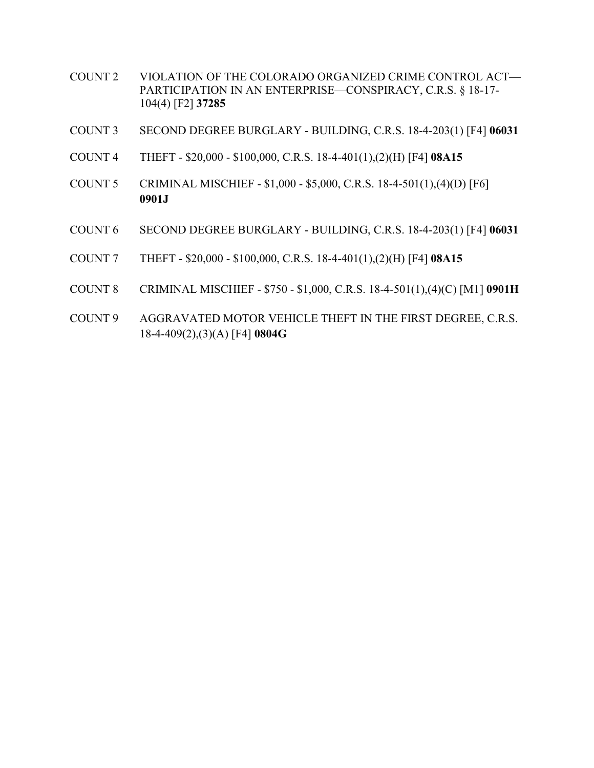COUNT 2 VIOLATION OF THE COLORADO ORGANIZED CRIME CONTROL ACT—PARTICIPATION IN AN ENTERPRISE—CONSPIRACY, C.R.S. § 18-17-104(4) [F2] **37285**

COUNT 3 SECOND DEGREE BURGLARY - BUILDING, C.R.S. 18-4-203(1) [F4] **06031**

COUNT 4 THEFT - $20,000 - $100,000, C.R.S. 18-4-401(1),(2)(H) [F4] **08A15**

COUNT 5 CRIMINAL MISCHIEF - $1,000 - $5,000, C.R.S. 18-4-501(1),(4)(D) [F6] **0901J**

COUNT 6 SECOND DEGREE BURGLARY - BUILDING, C.R.S. 18-4-203(1) [F4] **06031**

COUNT 7 THEFT - $20,000 - $100,000, C.R.S. 18-4-401(1),(2)(H) [F4] **08A15**

COUNT 8 CRIMINAL MISCHIEF - $750 - $1,000, C.R.S. 18-4-501(1),(4)(C) [M1] **0901H**

COUNT 9 AGGRAVATED MOTOR VEHICLE THEFT IN THE FIRST DEGREE, C.R.S. 18-4-409(2),(3)(A) [F4] **0804G**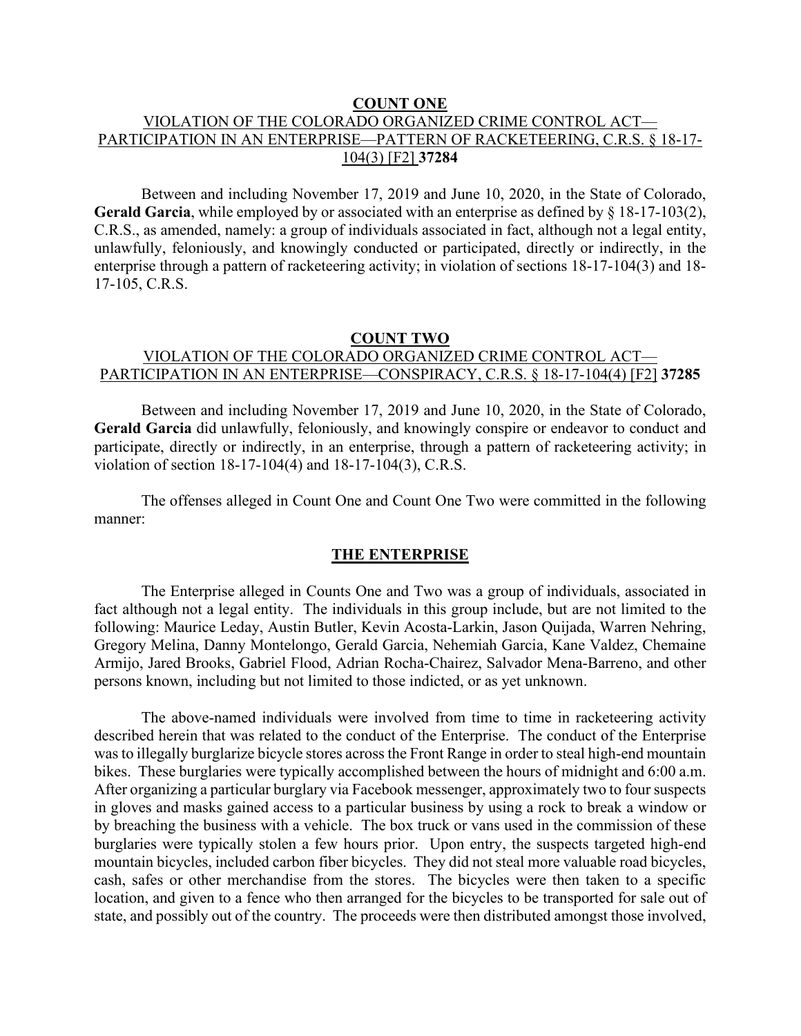## COUNT ONE

VIOLATION OF THE COLORADO ORGANIZED CRIME CONTROL ACT—PARTICIPATION IN AN ENTERPRISE—PATTERN OF RACKETEERING, C.R.S. § 18-17-104(3) [F2] **37284**

Between and including November 17, 2019 and June 10, 2020, in the State of Colorado, **Gerald Garcia**, while employed by or associated with an enterprise as defined by § 18-17-103(2), C.R.S., as amended, namely: a group of individuals associated in fact, although not a legal entity, unlawfully, feloniously, and knowingly conducted or participated, directly or indirectly, in the enterprise through a pattern of racketeering activity; in violation of sections 18-17-104(3) and 18-17-105, C.R.S.

## COUNT TWO

VIOLATION OF THE COLORADO ORGANIZED CRIME CONTROL ACT—PARTICIPATION IN AN ENTERPRISE—CONSPIRACY, C.R.S. § 18-17-104(4) [F2] **37285**

Between and including November 17, 2019 and June 10, 2020, in the State of Colorado, **Gerald Garcia** did unlawfully, feloniously, and knowingly conspire or endeavor to conduct and participate, directly or indirectly, in an enterprise, through a pattern of racketeering activity; in violation of section 18-17-104(4) and 18-17-104(3), C.R.S.

The offenses alleged in Count One and Count One Two were committed in the following manner:

## THE ENTERPRISE

The Enterprise alleged in Counts One and Two was a group of individuals, associated in fact although not a legal entity. The individuals in this group include, but are not limited to the following: Maurice Leday, Austin Butler, Kevin Acosta-Larkin, Jason Quijada, Warren Nehring, Gregory Melina, Danny Montelongo, Gerald Garcia, Nehemiah Garcia, Kane Valdez, Chemaine Armijo, Jared Brooks, Gabriel Flood, Adrian Rocha-Chairez, Salvador Mena-Barreno, and other persons known, including but not limited to those indicted, or as yet unknown.

The above-named individuals were involved from time to time in racketeering activity described herein that was related to the conduct of the Enterprise. The conduct of the Enterprise was to illegally burglarize bicycle stores across the Front Range in order to steal high-end mountain bikes. These burglaries were typically accomplished between the hours of midnight and 6:00 a.m. After organizing a particular burglary via Facebook messenger, approximately two to four suspects in gloves and masks gained access to a particular business by using a rock to break a window or by breaching the business with a vehicle. The box truck or vans used in the commission of these burglaries were typically stolen a few hours prior. Upon entry, the suspects targeted high-end mountain bicycles, included carbon fiber bicycles. They did not steal more valuable road bicycles, cash, safes or other merchandise from the stores. The bicycles were then taken to a specific location, and given to a fence who then arranged for the bicycles to be transported for sale out of state, and possibly out of the country. The proceeds were then distributed amongst those involved,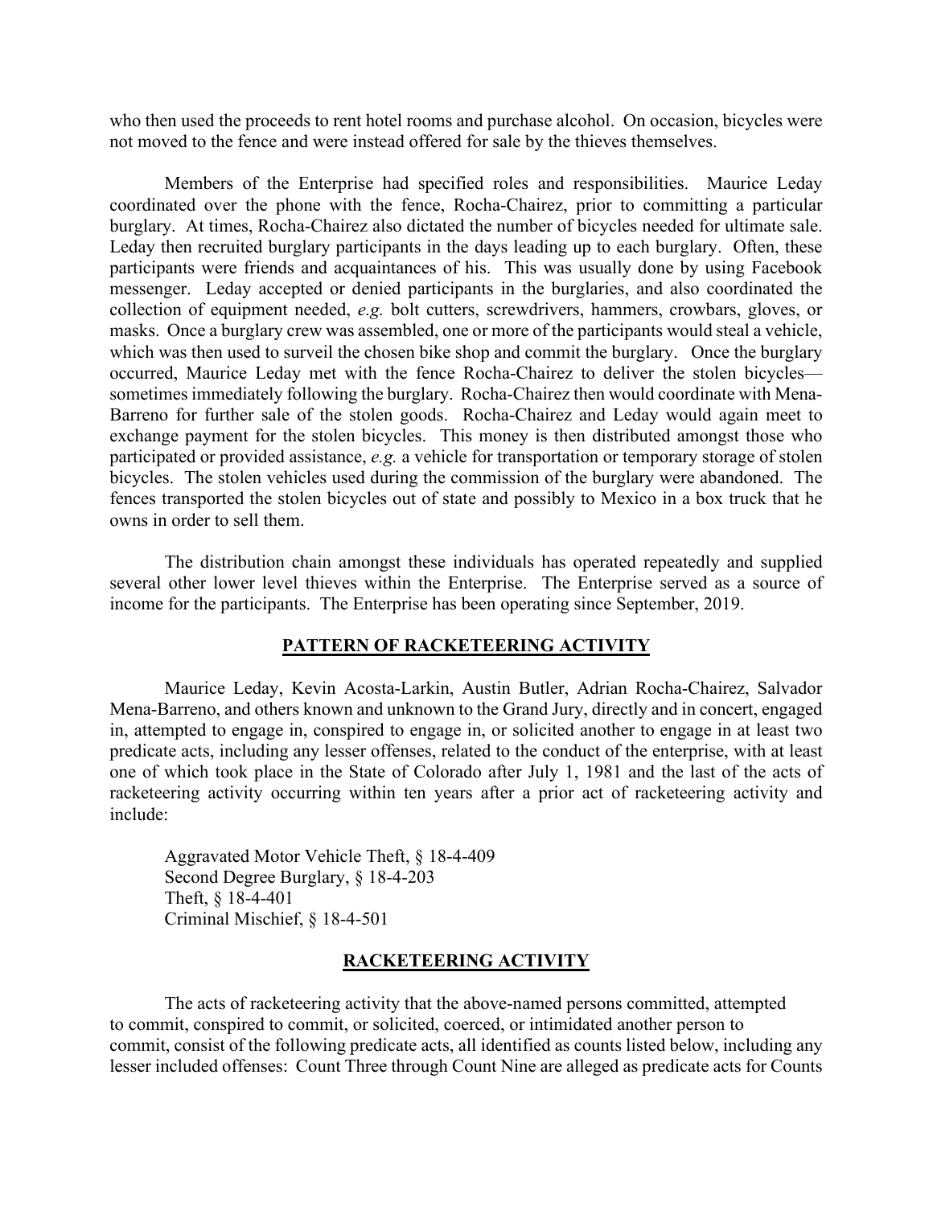who then used the proceeds to rent hotel rooms and purchase alcohol. On occasion, bicycles were not moved to the fence and were instead offered for sale by the thieves themselves.

Members of the Enterprise had specified roles and responsibilities. Maurice Leday coordinated over the phone with the fence, Rocha-Chairez, prior to committing a particular burglary. At times, Rocha-Chairez also dictated the number of bicycles needed for ultimate sale. Leday then recruited burglary participants in the days leading up to each burglary. Often, these participants were friends and acquaintances of his. This was usually done by using Facebook messenger. Leday accepted or denied participants in the burglaries, and also coordinated the collection of equipment needed, *e.g.* bolt cutters, screwdrivers, hammers, crowbars, gloves, or masks. Once a burglary crew was assembled, one or more of the participants would steal a vehicle, which was then used to surveil the chosen bike shop and commit the burglary. Once the burglary occurred, Maurice Leday met with the fence Rocha-Chairez to deliver the stolen bicycles—sometimes immediately following the burglary. Rocha-Chairez then would coordinate with Mena-Barreno for further sale of the stolen goods. Rocha-Chairez and Leday would again meet to exchange payment for the stolen bicycles. This money is then distributed amongst those who participated or provided assistance, *e.g.* a vehicle for transportation or temporary storage of stolen bicycles. The stolen vehicles used during the commission of the burglary were abandoned. The fences transported the stolen bicycles out of state and possibly to Mexico in a box truck that he owns in order to sell them.

The distribution chain amongst these individuals has operated repeatedly and supplied several other lower level thieves within the Enterprise. The Enterprise served as a source of income for the participants. The Enterprise has been operating since September, 2019.

## PATTERN OF RACKETEERING ACTIVITY

Maurice Leday, Kevin Acosta-Larkin, Austin Butler, Adrian Rocha-Chairez, Salvador Mena-Barreno, and others known and unknown to the Grand Jury, directly and in concert, engaged in, attempted to engage in, conspired to engage in, or solicited another to engage in at least two predicate acts, including any lesser offenses, related to the conduct of the enterprise, with at least one of which took place in the State of Colorado after July 1, 1981 and the last of the acts of racketeering activity occurring within ten years after a prior act of racketeering activity and include:

Aggravated Motor Vehicle Theft, § 18-4-409
Second Degree Burglary, § 18-4-203
Theft, § 18-4-401
Criminal Mischief, § 18-4-501

## RACKETEERING ACTIVITY

The acts of racketeering activity that the above-named persons committed, attempted to commit, conspired to commit, or solicited, coerced, or intimidated another person to commit, consist of the following predicate acts, all identified as counts listed below, including any lesser included offenses: Count Three through Count Nine are alleged as predicate acts for Counts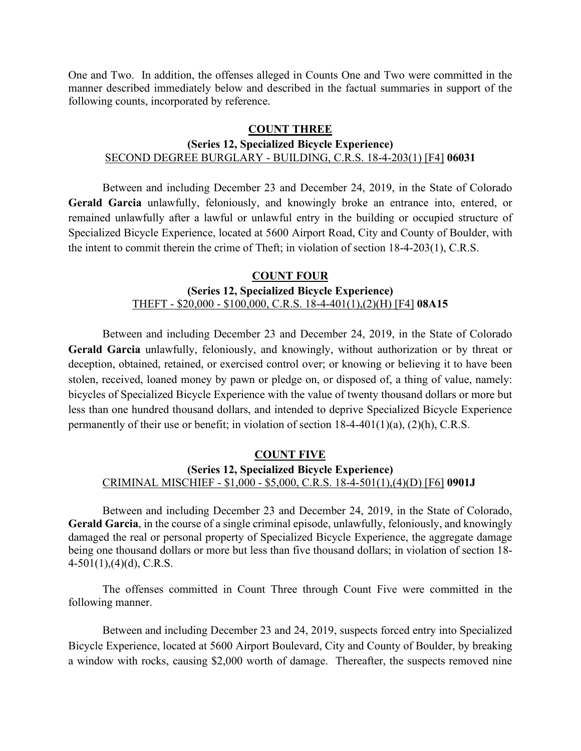One and Two. In addition, the offenses alleged in Counts One and Two were committed in the manner described immediately below and described in the factual summaries in support of the following counts, incorporated by reference.

**COUNT THREE**

**(Series 12, Specialized Bicycle Experience)**

SECOND DEGREE BURGLARY - BUILDING, C.R.S. 18-4-203(1) [F4] **06031**

Between and including December 23 and December 24, 2019, in the State of Colorado **Gerald Garcia** unlawfully, feloniously, and knowingly broke an entrance into, entered, or remained unlawfully after a lawful or unlawful entry in the building or occupied structure of Specialized Bicycle Experience, located at 5600 Airport Road, City and County of Boulder, with the intent to commit therein the crime of Theft; in violation of section 18-4-203(1), C.R.S.

**COUNT FOUR**

**(Series 12, Specialized Bicycle Experience)**

THEFT - $20,000 - $100,000, C.R.S. 18-4-401(1),(2)(H) [F4] **08A15**

Between and including December 23 and December 24, 2019, in the State of Colorado **Gerald Garcia** unlawfully, feloniously, and knowingly, without authorization or by threat or deception, obtained, retained, or exercised control over; or knowing or believing it to have been stolen, received, loaned money by pawn or pledge on, or disposed of, a thing of value, namely: bicycles of Specialized Bicycle Experience with the value of twenty thousand dollars or more but less than one hundred thousand dollars, and intended to deprive Specialized Bicycle Experience permanently of their use or benefit; in violation of section 18-4-401(1)(a), (2)(h), C.R.S.

**COUNT FIVE**

**(Series 12, Specialized Bicycle Experience)**

CRIMINAL MISCHIEF - $1,000 - $5,000, C.R.S. 18-4-501(1),(4)(D) [F6] **0901J**

Between and including December 23 and December 24, 2019, in the State of Colorado, **Gerald Garcia**, in the course of a single criminal episode, unlawfully, feloniously, and knowingly damaged the real or personal property of Specialized Bicycle Experience, the aggregate damage being one thousand dollars or more but less than five thousand dollars; in violation of section 18-4-501(1),(4)(d), C.R.S.

The offenses committed in Count Three through Count Five were committed in the following manner.

Between and including December 23 and 24, 2019, suspects forced entry into Specialized Bicycle Experience, located at 5600 Airport Boulevard, City and County of Boulder, by breaking a window with rocks, causing $2,000 worth of damage. Thereafter, the suspects removed nine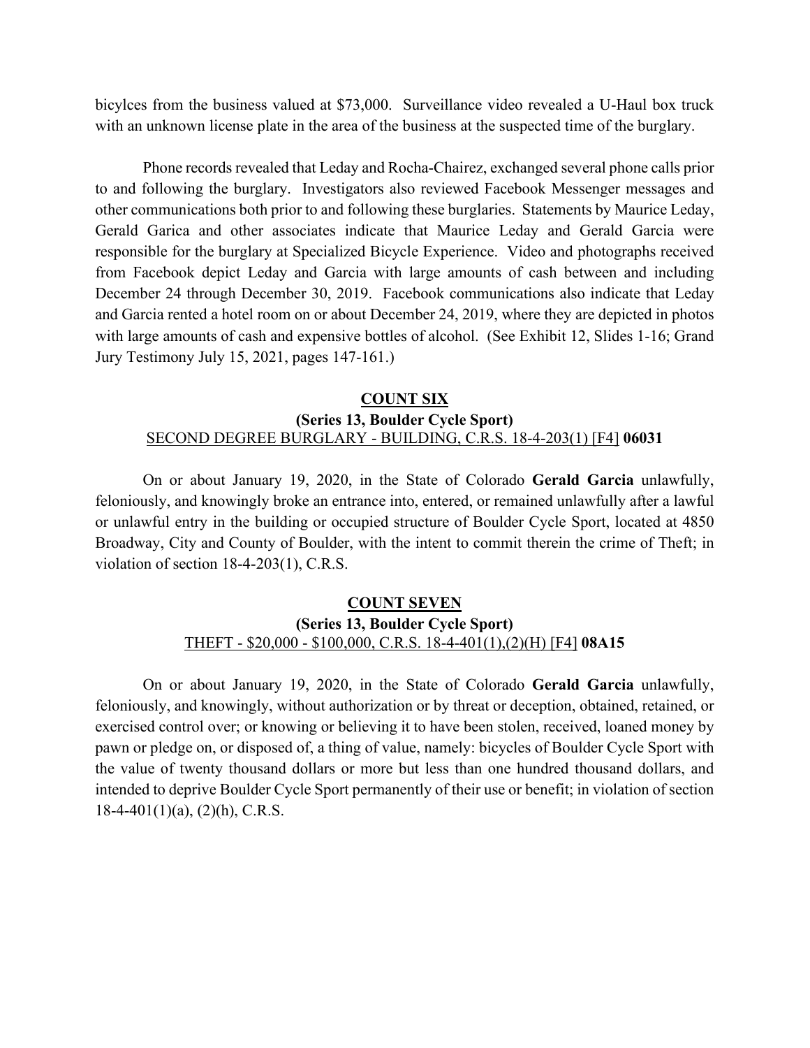bicylces from the business valued at $73,000. Surveillance video revealed a U-Haul box truck with an unknown license plate in the area of the business at the suspected time of the burglary.

Phone records revealed that Leday and Rocha-Chairez, exchanged several phone calls prior to and following the burglary. Investigators also reviewed Facebook Messenger messages and other communications both prior to and following these burglaries. Statements by Maurice Leday, Gerald Garica and other associates indicate that Maurice Leday and Gerald Garcia were responsible for the burglary at Specialized Bicycle Experience. Video and photographs received from Facebook depict Leday and Garcia with large amounts of cash between and including December 24 through December 30, 2019. Facebook communications also indicate that Leday and Garcia rented a hotel room on or about December 24, 2019, where they are depicted in photos with large amounts of cash and expensive bottles of alcohol. (See Exhibit 12, Slides 1-16; Grand Jury Testimony July 15, 2021, pages 147-161.)

**COUNT SIX**

**(Series 13, Boulder Cycle Sport)**

SECOND DEGREE BURGLARY - BUILDING, C.R.S. 18-4-203(1) [F4] **06031**

On or about January 19, 2020, in the State of Colorado **Gerald Garcia** unlawfully, feloniously, and knowingly broke an entrance into, entered, or remained unlawfully after a lawful or unlawful entry in the building or occupied structure of Boulder Cycle Sport, located at 4850 Broadway, City and County of Boulder, with the intent to commit therein the crime of Theft; in violation of section 18-4-203(1), C.R.S.

**COUNT SEVEN**

**(Series 13, Boulder Cycle Sport)**

THEFT - $20,000 - $100,000, C.R.S. 18-4-401(1),(2)(H) [F4] **08A15**

On or about January 19, 2020, in the State of Colorado **Gerald Garcia** unlawfully, feloniously, and knowingly, without authorization or by threat or deception, obtained, retained, or exercised control over; or knowing or believing it to have been stolen, received, loaned money by pawn or pledge on, or disposed of, a thing of value, namely: bicycles of Boulder Cycle Sport with the value of twenty thousand dollars or more but less than one hundred thousand dollars, and intended to deprive Boulder Cycle Sport permanently of their use or benefit; in violation of section 18-4-401(1)(a), (2)(h), C.R.S.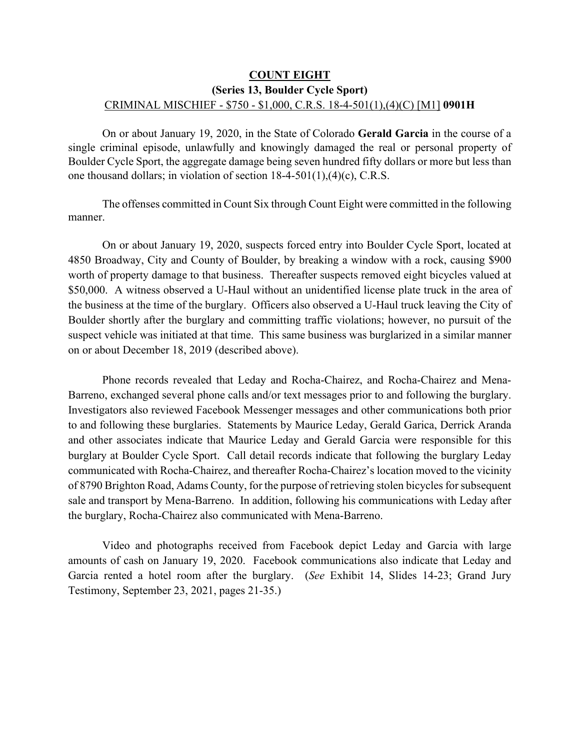**COUNT EIGHT**

**(Series 13, Boulder Cycle Sport)**

CRIMINAL MISCHIEF - $750 - $1,000, C.R.S. 18-4-501(1),(4)(C) [M1] **0901H**

On or about January 19, 2020, in the State of Colorado **Gerald Garcia** in the course of a single criminal episode, unlawfully and knowingly damaged the real or personal property of Boulder Cycle Sport, the aggregate damage being seven hundred fifty dollars or more but less than one thousand dollars; in violation of section 18-4-501(1),(4)(c), C.R.S.

The offenses committed in Count Six through Count Eight were committed in the following manner.

On or about January 19, 2020, suspects forced entry into Boulder Cycle Sport, located at 4850 Broadway, City and County of Boulder, by breaking a window with a rock, causing $900 worth of property damage to that business. Thereafter suspects removed eight bicycles valued at $50,000. A witness observed a U-Haul without an unidentified license plate truck in the area of the business at the time of the burglary. Officers also observed a U-Haul truck leaving the City of Boulder shortly after the burglary and committing traffic violations; however, no pursuit of the suspect vehicle was initiated at that time. This same business was burglarized in a similar manner on or about December 18, 2019 (described above).

Phone records revealed that Leday and Rocha-Chairez, and Rocha-Chairez and Mena-Barreno, exchanged several phone calls and/or text messages prior to and following the burglary. Investigators also reviewed Facebook Messenger messages and other communications both prior to and following these burglaries. Statements by Maurice Leday, Gerald Garica, Derrick Aranda and other associates indicate that Maurice Leday and Gerald Garcia were responsible for this burglary at Boulder Cycle Sport. Call detail records indicate that following the burglary Leday communicated with Rocha-Chairez, and thereafter Rocha-Chairez's location moved to the vicinity of 8790 Brighton Road, Adams County, for the purpose of retrieving stolen bicycles for subsequent sale and transport by Mena-Barreno. In addition, following his communications with Leday after the burglary, Rocha-Chairez also communicated with Mena-Barreno.

Video and photographs received from Facebook depict Leday and Garcia with large amounts of cash on January 19, 2020. Facebook communications also indicate that Leday and Garcia rented a hotel room after the burglary. (*See* Exhibit 14, Slides 14-23; Grand Jury Testimony, September 23, 2021, pages 21-35.)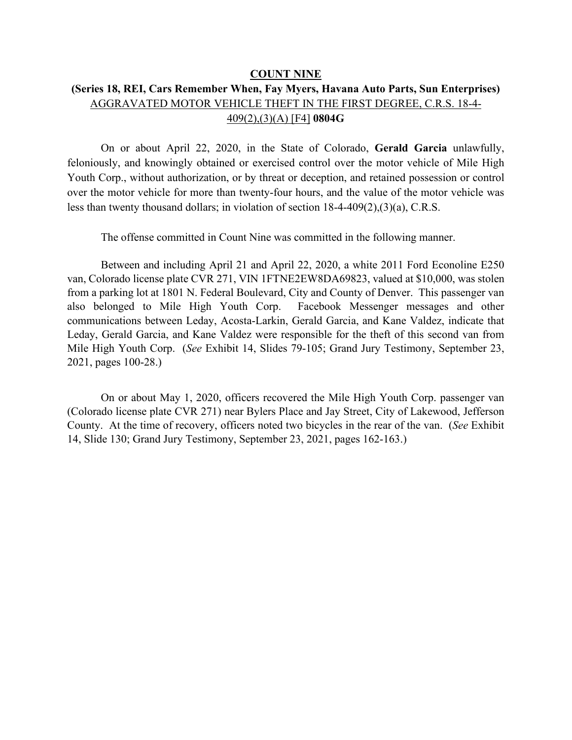**COUNT NINE**

**(Series 18, REI, Cars Remember When, Fay Myers, Havana Auto Parts, Sun Enterprises)**

AGGRAVATED MOTOR VEHICLE THEFT IN THE FIRST DEGREE, C.R.S. 18-4-409(2),(3)(A) [F4] **0804G**

On or about April 22, 2020, in the State of Colorado, **Gerald Garcia** unlawfully, feloniously, and knowingly obtained or exercised control over the motor vehicle of Mile High Youth Corp., without authorization, or by threat or deception, and retained possession or control over the motor vehicle for more than twenty-four hours, and the value of the motor vehicle was less than twenty thousand dollars; in violation of section 18-4-409(2),(3)(a), C.R.S.

The offense committed in Count Nine was committed in the following manner.

Between and including April 21 and April 22, 2020, a white 2011 Ford Econoline E250 van, Colorado license plate CVR 271, VIN 1FTNE2EW8DA69823, valued at $10,000, was stolen from a parking lot at 1801 N. Federal Boulevard, City and County of Denver. This passenger van also belonged to Mile High Youth Corp. Facebook Messenger messages and other communications between Leday, Acosta-Larkin, Gerald Garcia, and Kane Valdez, indicate that Leday, Gerald Garcia, and Kane Valdez were responsible for the theft of this second van from Mile High Youth Corp. (*See* Exhibit 14, Slides 79-105; Grand Jury Testimony, September 23, 2021, pages 100-28.)

On or about May 1, 2020, officers recovered the Mile High Youth Corp. passenger van (Colorado license plate CVR 271) near Bylers Place and Jay Street, City of Lakewood, Jefferson County. At the time of recovery, officers noted two bicycles in the rear of the van. (*See* Exhibit 14, Slide 130; Grand Jury Testimony, September 23, 2021, pages 162-163.)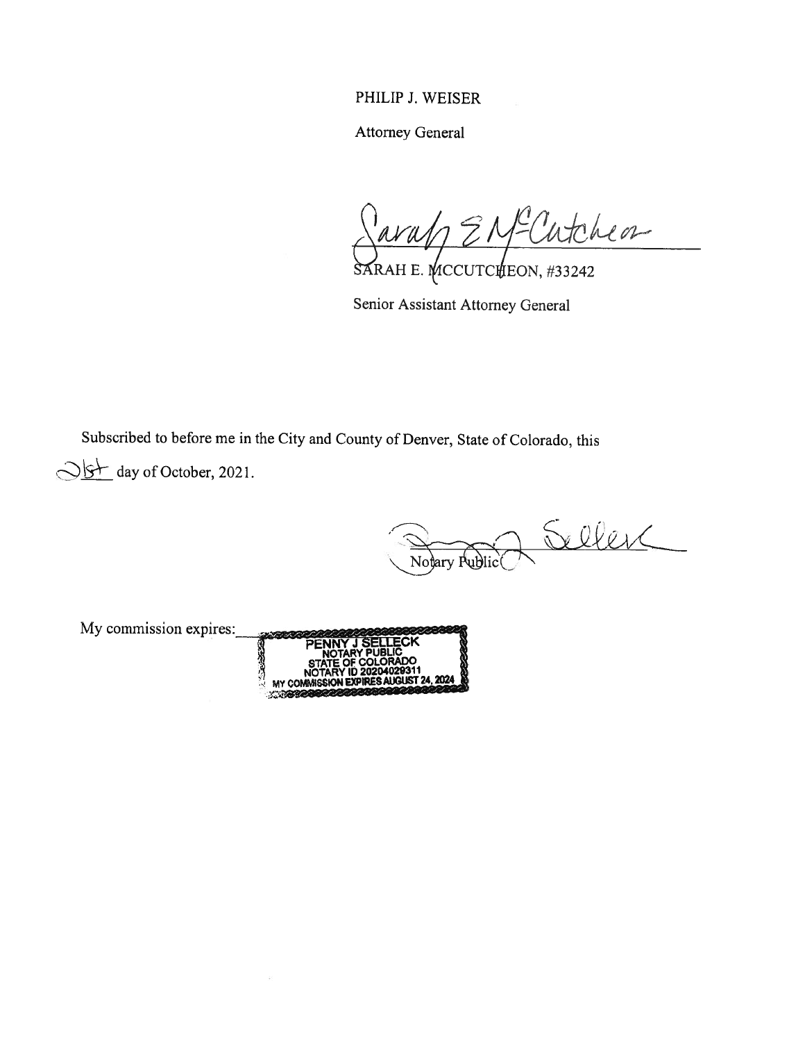PHILIP J. WEISER

Attorney General

*[signature]*

SARAH E. MCCUTCHEON, #33242

Senior Assistant Attorney General

Subscribed to before me in the City and County of Denver, State of Colorado, this 21st day of October, 2021.

*[signature]*

Notary Public

My commission expires:

PENNY J SELLECK
NOTARY PUBLIC
STATE OF COLORADO
NOTARY ID 20204029311
MY COMMISSION EXPIRES AUGUST 24, 2024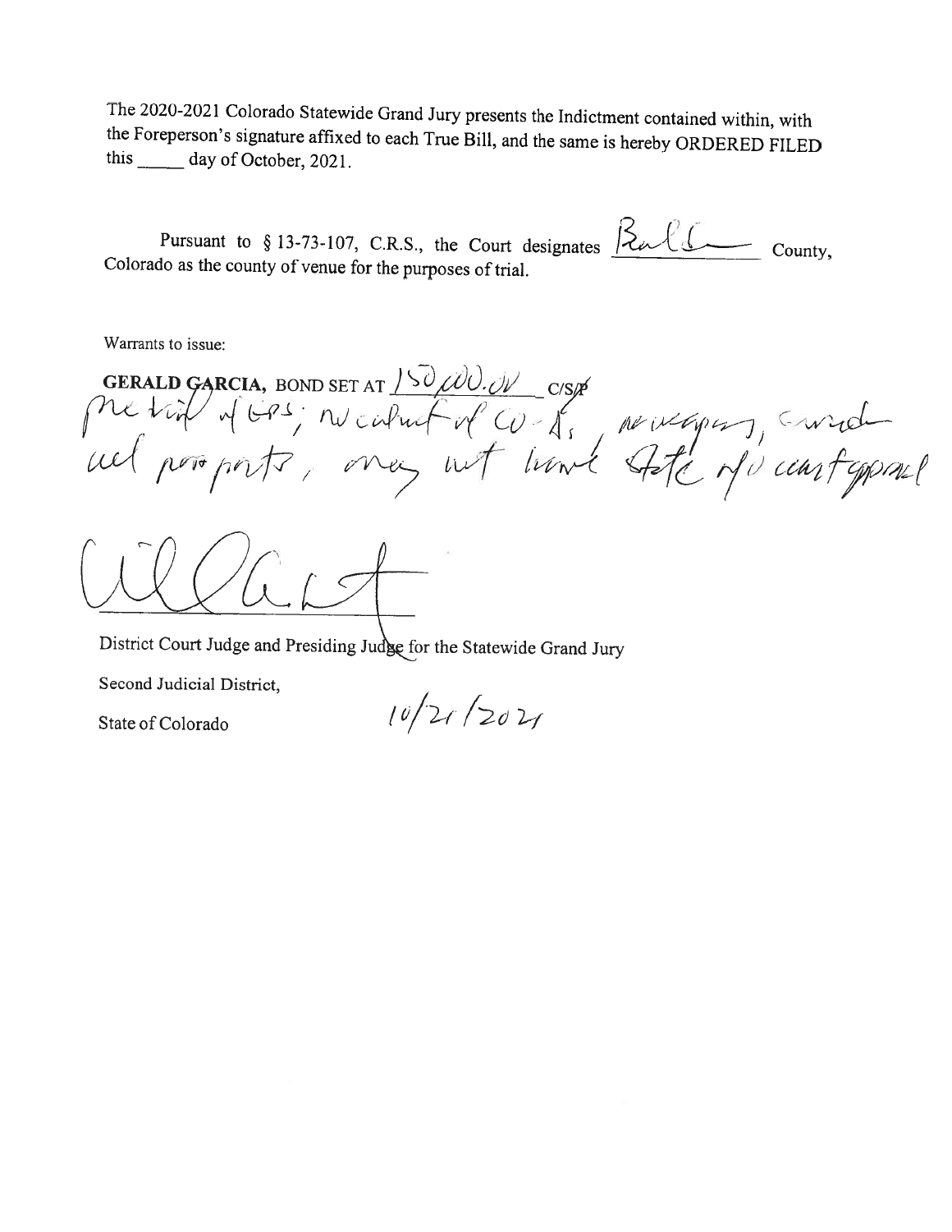The 2020-2021 Colorado Statewide Grand Jury presents the Indictment contained within, with the Foreperson's signature affixed to each True Bill, and the same is hereby ORDERED FILED this _____ day of October, 2021.

Pursuant to § 13-73-107, C.R.S., the Court designates Routt County, Colorado as the county of venue for the purposes of trial.

Warrants to issue:

**GERALD GARCIA,** BOND SET AT 150,000.00 C/S/P
pretrial w/ GPS; no contact w/ co-Ds, no weapons, surrender passports, may not leave state w/o court approval

_______________________________

District Court Judge and Presiding Judge for the Statewide Grand Jury

Second Judicial District,

State of Colorado 10/21/2021